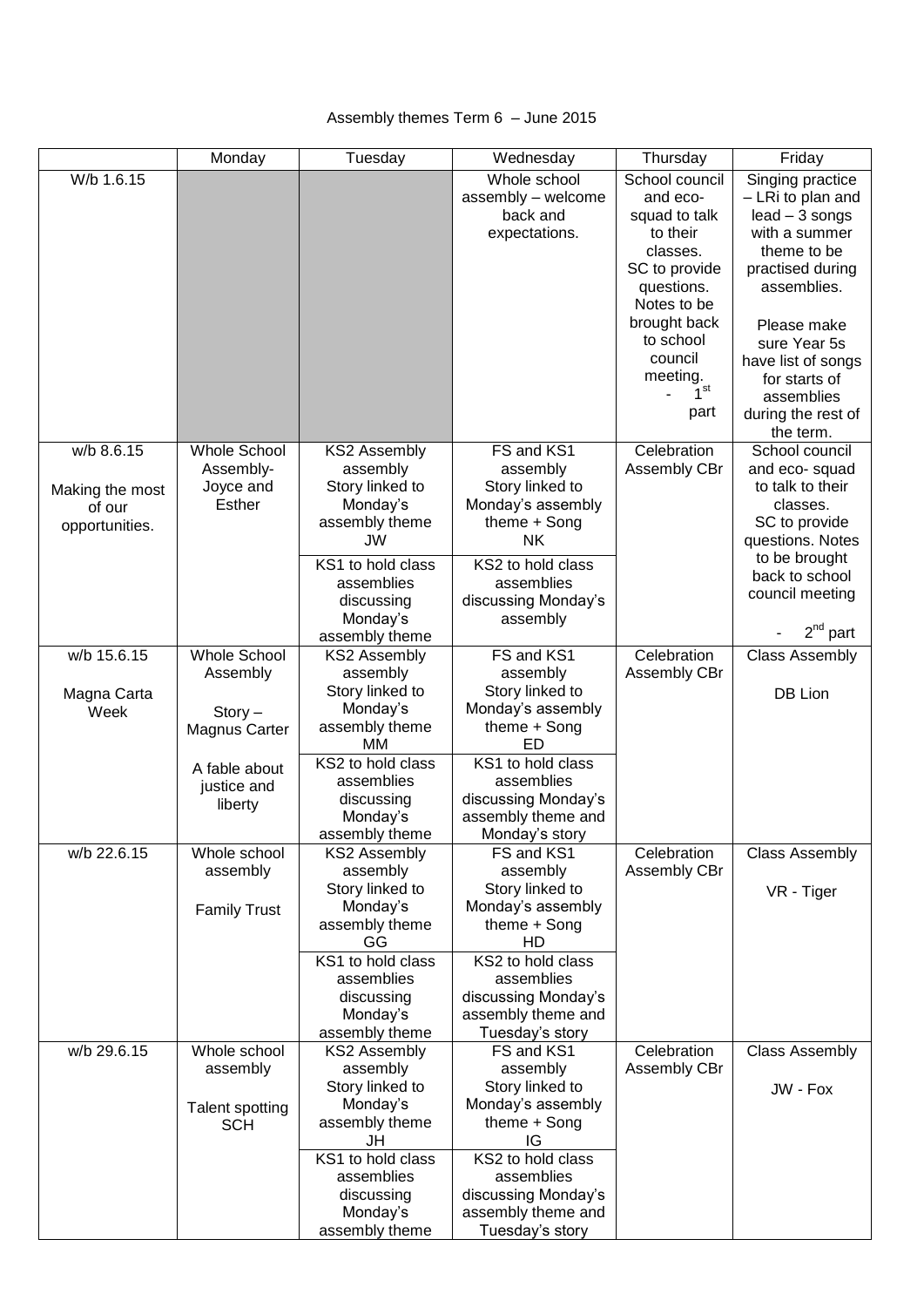Assembly themes Term 6 – June 2015

| | Monday | Tuesday | Wednesday | Thursday | Friday |
|---|---|---|---|---|---|
| W/b 1.6.15 | | | Whole school assembly – welcome back and expectations. | School council and eco-squad to talk to their classes. SC to provide questions. Notes to be brought back to school council meeting. - 1st part | Singing practice – LRi to plan and lead – 3 songs with a summer theme to be practised during assemblies.<br><br>Please make sure Year 5s have list of songs for starts of assemblies during the rest of the term. |
| w/b 8.6.15<br><br>Making the most of our opportunities. | Whole School Assembly- Joyce and Esther | KS2 Assembly assembly Story linked to Monday's assembly theme JW<br><br>KS1 to hold class assemblies discussing Monday's assembly theme | FS and KS1 assembly Story linked to Monday's assembly theme + Song NK<br><br>KS2 to hold class assemblies discussing Monday's assembly | Celebration Assembly CBr | School council and eco- squad to talk to their classes. SC to provide questions. Notes to be brought back to school council meeting<br><br>- 2nd part |
| w/b 15.6.15<br><br>Magna Carta Week | Whole School Assembly<br><br>Story – Magnus Carter<br><br>A fable about justice and liberty | KS2 Assembly assembly Story linked to Monday's assembly theme MM<br><br>KS2 to hold class assemblies discussing Monday's assembly theme | FS and KS1 assembly Story linked to Monday's assembly theme + Song ED<br><br>KS1 to hold class assemblies discussing Monday's assembly theme and Monday's story | Celebration Assembly CBr | Class Assembly<br><br>DB Lion |
| w/b 22.6.15 | Whole school assembly<br><br>Family Trust | KS2 Assembly assembly Story linked to Monday's assembly theme GG<br><br>KS1 to hold class assemblies discussing Monday's assembly theme | FS and KS1 assembly Story linked to Monday's assembly theme + Song HD<br><br>KS2 to hold class assemblies discussing Monday's assembly theme and Tuesday's story | Celebration Assembly CBr | Class Assembly<br><br>VR - Tiger |
| w/b 29.6.15 | Whole school assembly<br><br>Talent spotting SCH | KS2 Assembly assembly Story linked to Monday's assembly theme JH<br><br>KS1 to hold class assemblies discussing Monday's assembly theme | FS and KS1 assembly Story linked to Monday's assembly theme + Song IG<br><br>KS2 to hold class assemblies discussing Monday's assembly theme and Tuesday's story | Celebration Assembly CBr | Class Assembly<br><br>JW - Fox |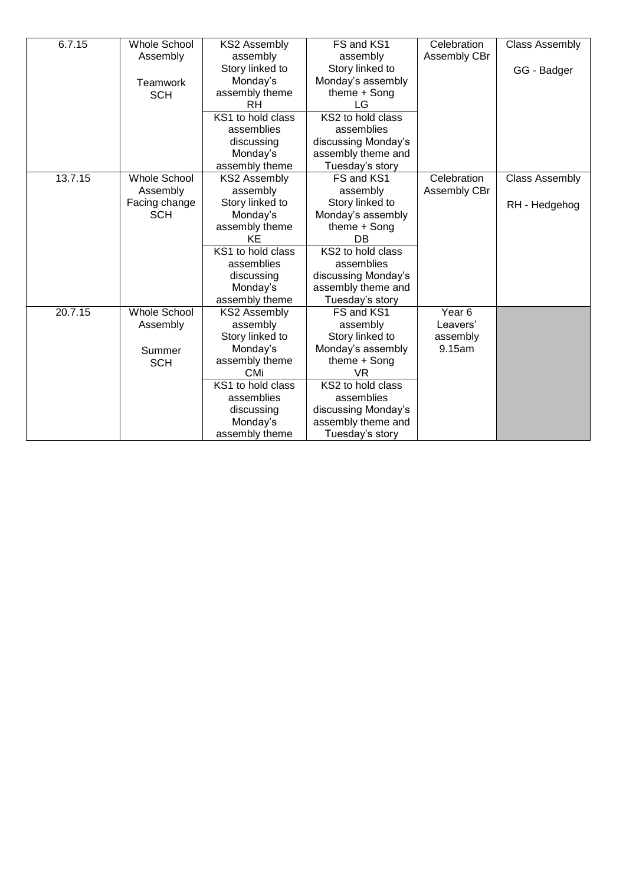| 6.7.15 | Whole School Assembly<br><br>Teamwork<br>SCH | KS2 Assembly assembly Story linked to Monday's assembly theme<br>RH | FS and KS1 assembly Story linked to Monday's assembly theme + Song<br>LG | Celebration Assembly CBr | Class Assembly<br><br>GG - Badger |
|---|---|---|---|---|---|
| | | KS1 to hold class assemblies discussing Monday's assembly theme | KS2 to hold class assemblies discussing Monday's assembly theme and Tuesday's story | | |
| 13.7.15 | Whole School Assembly<br>Facing change<br>SCH | KS2 Assembly assembly Story linked to Monday's assembly theme<br>KE | FS and KS1 assembly Story linked to Monday's assembly theme + Song<br>DB | Celebration Assembly CBr | Class Assembly<br><br>RH - Hedgehog |
| | | KS1 to hold class assemblies discussing Monday's assembly theme | KS2 to hold class assemblies discussing Monday's assembly theme and Tuesday's story | | |
| 20.7.15 | Whole School Assembly<br><br>Summer<br>SCH | KS2 Assembly assembly Story linked to Monday's assembly theme<br>CMi | FS and KS1 assembly Story linked to Monday's assembly theme + Song<br>VR | Year 6 Leavers' assembly 9.15am | |
| | | KS1 to hold class assemblies discussing Monday's assembly theme | KS2 to hold class assemblies discussing Monday's assembly theme and Tuesday's story | | |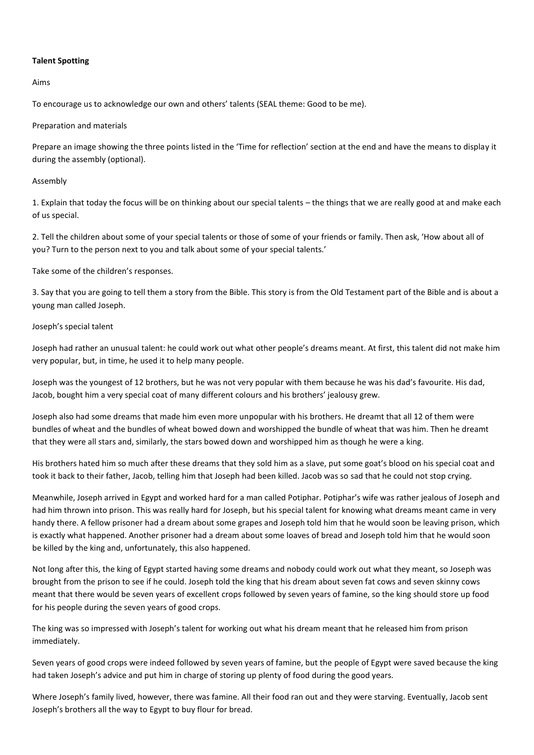**Talent Spotting**

Aims

To encourage us to acknowledge our own and others' talents (SEAL theme: Good to be me).

Preparation and materials

Prepare an image showing the three points listed in the 'Time for reflection' section at the end and have the means to display it during the assembly (optional).

Assembly

1. Explain that today the focus will be on thinking about our special talents – the things that we are really good at and make each of us special.

2. Tell the children about some of your special talents or those of some of your friends or family. Then ask, 'How about all of you? Turn to the person next to you and talk about some of your special talents.'

Take some of the children's responses.

3. Say that you are going to tell them a story from the Bible. This story is from the Old Testament part of the Bible and is about a young man called Joseph.

Joseph's special talent

Joseph had rather an unusual talent: he could work out what other people's dreams meant. At first, this talent did not make him very popular, but, in time, he used it to help many people.

Joseph was the youngest of 12 brothers, but he was not very popular with them because he was his dad's favourite. His dad, Jacob, bought him a very special coat of many different colours and his brothers' jealousy grew.

Joseph also had some dreams that made him even more unpopular with his brothers. He dreamt that all 12 of them were bundles of wheat and the bundles of wheat bowed down and worshipped the bundle of wheat that was him. Then he dreamt that they were all stars and, similarly, the stars bowed down and worshipped him as though he were a king.

His brothers hated him so much after these dreams that they sold him as a slave, put some goat's blood on his special coat and took it back to their father, Jacob, telling him that Joseph had been killed. Jacob was so sad that he could not stop crying.

Meanwhile, Joseph arrived in Egypt and worked hard for a man called Potiphar. Potiphar's wife was rather jealous of Joseph and had him thrown into prison. This was really hard for Joseph, but his special talent for knowing what dreams meant came in very handy there. A fellow prisoner had a dream about some grapes and Joseph told him that he would soon be leaving prison, which is exactly what happened. Another prisoner had a dream about some loaves of bread and Joseph told him that he would soon be killed by the king and, unfortunately, this also happened.

Not long after this, the king of Egypt started having some dreams and nobody could work out what they meant, so Joseph was brought from the prison to see if he could. Joseph told the king that his dream about seven fat cows and seven skinny cows meant that there would be seven years of excellent crops followed by seven years of famine, so the king should store up food for his people during the seven years of good crops.

The king was so impressed with Joseph's talent for working out what his dream meant that he released him from prison immediately.

Seven years of good crops were indeed followed by seven years of famine, but the people of Egypt were saved because the king had taken Joseph's advice and put him in charge of storing up plenty of food during the good years.

Where Joseph's family lived, however, there was famine. All their food ran out and they were starving. Eventually, Jacob sent Joseph's brothers all the way to Egypt to buy flour for bread.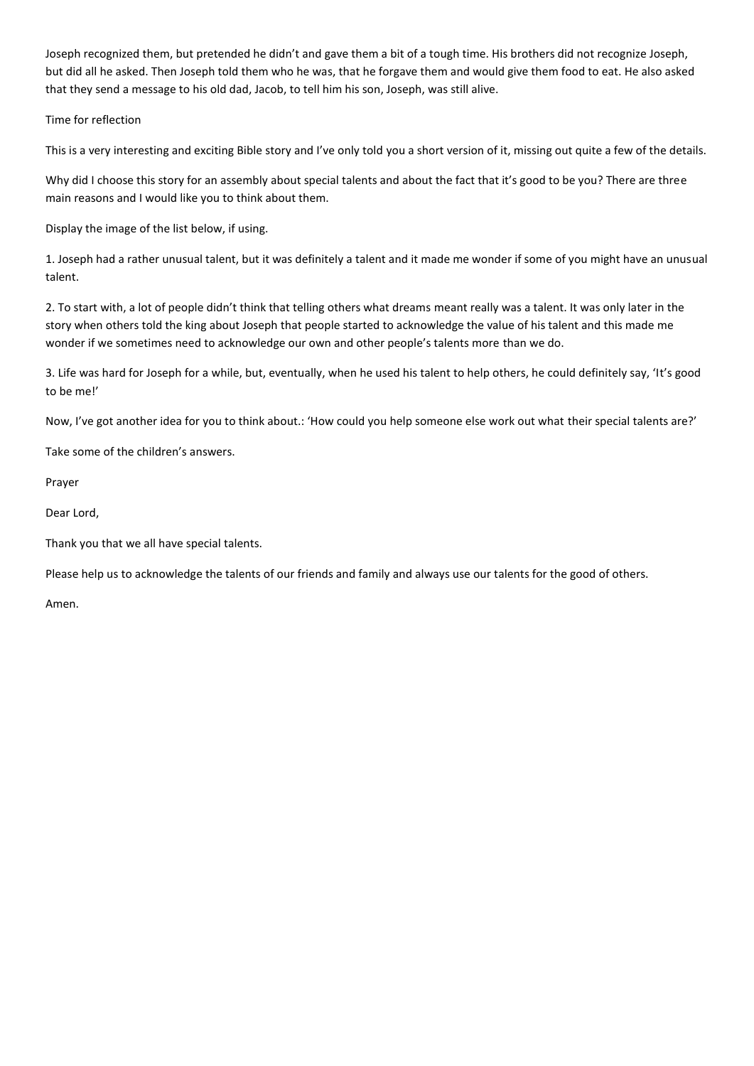Joseph recognized them, but pretended he didn't and gave them a bit of a tough time. His brothers did not recognize Joseph, but did all he asked. Then Joseph told them who he was, that he forgave them and would give them food to eat. He also asked that they send a message to his old dad, Jacob, to tell him his son, Joseph, was still alive.

Time for reflection

This is a very interesting and exciting Bible story and I've only told you a short version of it, missing out quite a few of the details.

Why did I choose this story for an assembly about special talents and about the fact that it's good to be you? There are three main reasons and I would like you to think about them.

Display the image of the list below, if using.

1. Joseph had a rather unusual talent, but it was definitely a talent and it made me wonder if some of you might have an unusual talent.

2. To start with, a lot of people didn't think that telling others what dreams meant really was a talent. It was only later in the story when others told the king about Joseph that people started to acknowledge the value of his talent and this made me wonder if we sometimes need to acknowledge our own and other people's talents more than we do.

3. Life was hard for Joseph for a while, but, eventually, when he used his talent to help others, he could definitely say, 'It's good to be me!'

Now, I've got another idea for you to think about.: 'How could you help someone else work out what their special talents are?'

Take some of the children's answers.

Prayer

Dear Lord,

Thank you that we all have special talents.

Please help us to acknowledge the talents of our friends and family and always use our talents for the good of others.

Amen.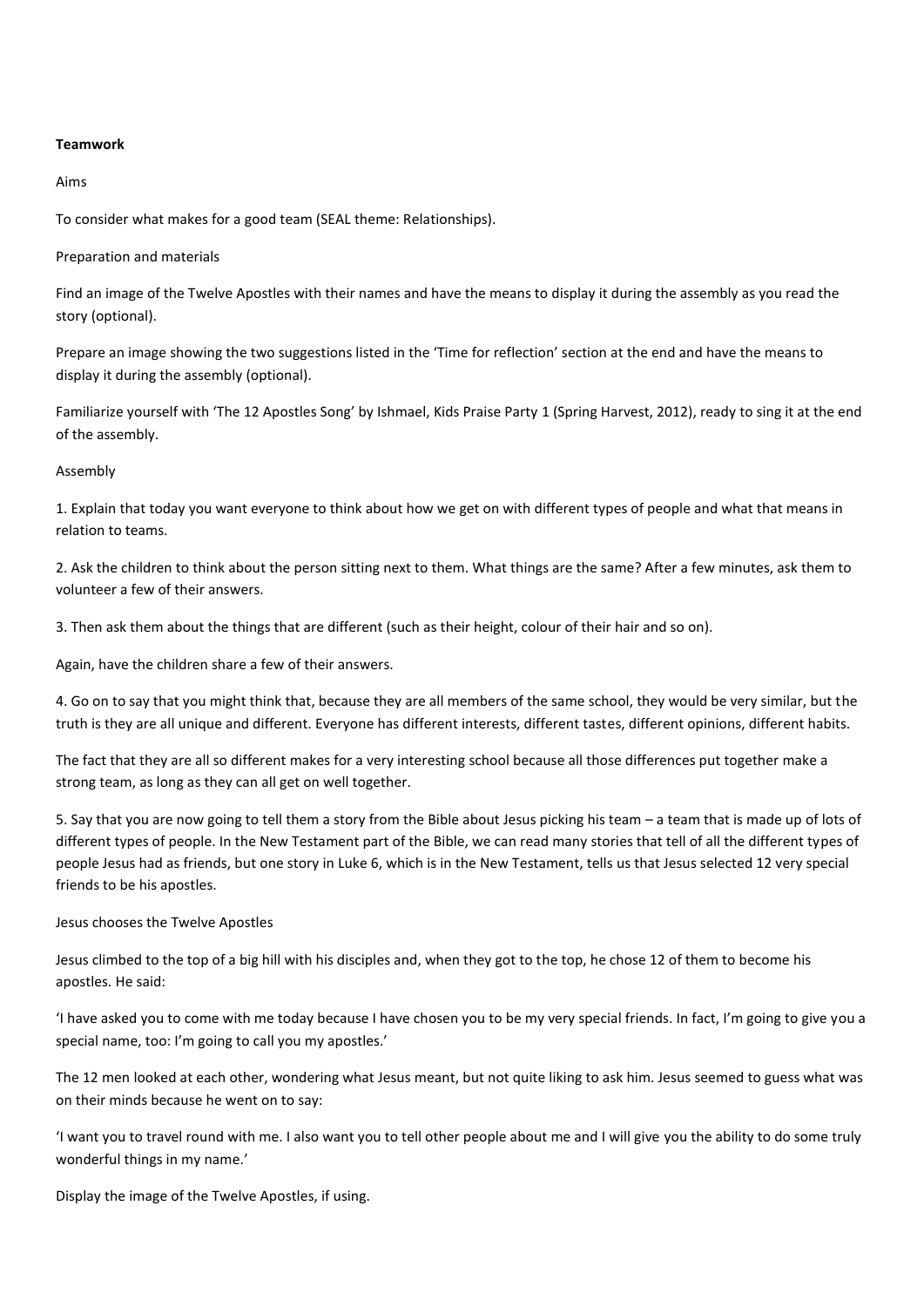**Teamwork**

Aims

To consider what makes for a good team (SEAL theme: Relationships).

Preparation and materials

Find an image of the Twelve Apostles with their names and have the means to display it during the assembly as you read the story (optional).

Prepare an image showing the two suggestions listed in the 'Time for reflection' section at the end and have the means to display it during the assembly (optional).

Familiarize yourself with 'The 12 Apostles Song' by Ishmael, Kids Praise Party 1 (Spring Harvest, 2012), ready to sing it at the end of the assembly.

Assembly

1. Explain that today you want everyone to think about how we get on with different types of people and what that means in relation to teams.

2. Ask the children to think about the person sitting next to them. What things are the same? After a few minutes, ask them to volunteer a few of their answers.

3. Then ask them about the things that are different (such as their height, colour of their hair and so on).

Again, have the children share a few of their answers.

4. Go on to say that you might think that, because they are all members of the same school, they would be very similar, but the truth is they are all unique and different. Everyone has different interests, different tastes, different opinions, different habits.

The fact that they are all so different makes for a very interesting school because all those differences put together make a strong team, as long as they can all get on well together.

5. Say that you are now going to tell them a story from the Bible about Jesus picking his team – a team that is made up of lots of different types of people. In the New Testament part of the Bible, we can read many stories that tell of all the different types of people Jesus had as friends, but one story in Luke 6, which is in the New Testament, tells us that Jesus selected 12 very special friends to be his apostles.

Jesus chooses the Twelve Apostles

Jesus climbed to the top of a big hill with his disciples and, when they got to the top, he chose 12 of them to become his apostles. He said:

'I have asked you to come with me today because I have chosen you to be my very special friends. In fact, I'm going to give you a special name, too: I'm going to call you my apostles.'

The 12 men looked at each other, wondering what Jesus meant, but not quite liking to ask him. Jesus seemed to guess what was on their minds because he went on to say:

'I want you to travel round with me. I also want you to tell other people about me and I will give you the ability to do some truly wonderful things in my name.'

Display the image of the Twelve Apostles, if using.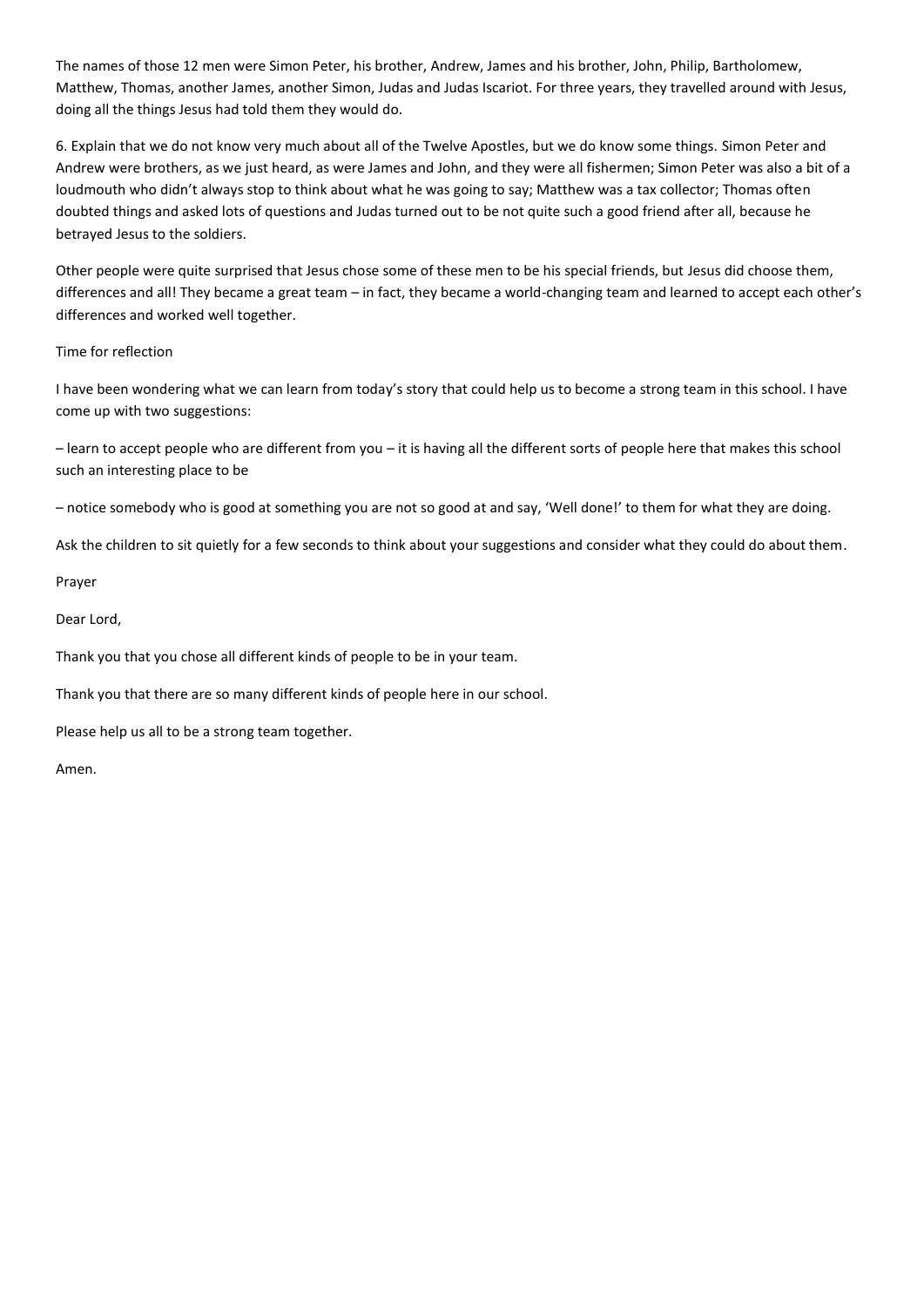The names of those 12 men were Simon Peter, his brother, Andrew, James and his brother, John, Philip, Bartholomew, Matthew, Thomas, another James, another Simon, Judas and Judas Iscariot. For three years, they travelled around with Jesus, doing all the things Jesus had told them they would do.

6. Explain that we do not know very much about all of the Twelve Apostles, but we do know some things. Simon Peter and Andrew were brothers, as we just heard, as were James and John, and they were all fishermen; Simon Peter was also a bit of a loudmouth who didn't always stop to think about what he was going to say; Matthew was a tax collector; Thomas often doubted things and asked lots of questions and Judas turned out to be not quite such a good friend after all, because he betrayed Jesus to the soldiers.

Other people were quite surprised that Jesus chose some of these men to be his special friends, but Jesus did choose them, differences and all! They became a great team – in fact, they became a world-changing team and learned to accept each other's differences and worked well together.

Time for reflection

I have been wondering what we can learn from today's story that could help us to become a strong team in this school. I have come up with two suggestions:

– learn to accept people who are different from you – it is having all the different sorts of people here that makes this school such an interesting place to be

– notice somebody who is good at something you are not so good at and say, 'Well done!' to them for what they are doing.

Ask the children to sit quietly for a few seconds to think about your suggestions and consider what they could do about them.

Prayer

Dear Lord,

Thank you that you chose all different kinds of people to be in your team.

Thank you that there are so many different kinds of people here in our school.

Please help us all to be a strong team together.

Amen.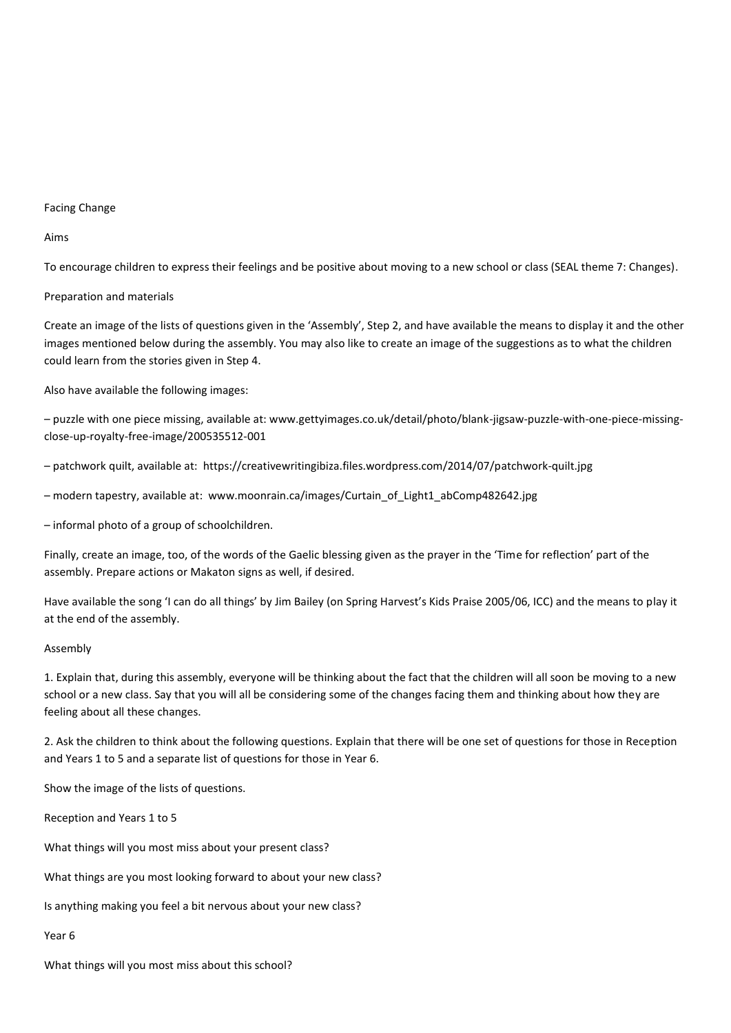# Facing Change

## Aims

To encourage children to express their feelings and be positive about moving to a new school or class (SEAL theme 7: Changes).

## Preparation and materials

Create an image of the lists of questions given in the 'Assembly', Step 2, and have available the means to display it and the other images mentioned below during the assembly. You may also like to create an image of the suggestions as to what the children could learn from the stories given in Step 4.

Also have available the following images:

– puzzle with one piece missing, available at: www.gettyimages.co.uk/detail/photo/blank-jigsaw-puzzle-with-one-piece-missing-close-up-royalty-free-image/200535512-001

– patchwork quilt, available at: https://creativewritingibiza.files.wordpress.com/2014/07/patchwork-quilt.jpg

– modern tapestry, available at: www.moonrain.ca/images/Curtain_of_Light1_abComp482642.jpg

– informal photo of a group of schoolchildren.

Finally, create an image, too, of the words of the Gaelic blessing given as the prayer in the 'Time for reflection' part of the assembly. Prepare actions or Makaton signs as well, if desired.

Have available the song 'I can do all things' by Jim Bailey (on Spring Harvest's Kids Praise 2005/06, ICC) and the means to play it at the end of the assembly.

## Assembly

1. Explain that, during this assembly, everyone will be thinking about the fact that the children will all soon be moving to a new school or a new class. Say that you will all be considering some of the changes facing them and thinking about how they are feeling about all these changes.

2. Ask the children to think about the following questions. Explain that there will be one set of questions for those in Reception and Years 1 to 5 and a separate list of questions for those in Year 6.

Show the image of the lists of questions.

Reception and Years 1 to 5

What things will you most miss about your present class?

What things are you most looking forward to about your new class?

Is anything making you feel a bit nervous about your new class?

Year 6

What things will you most miss about this school?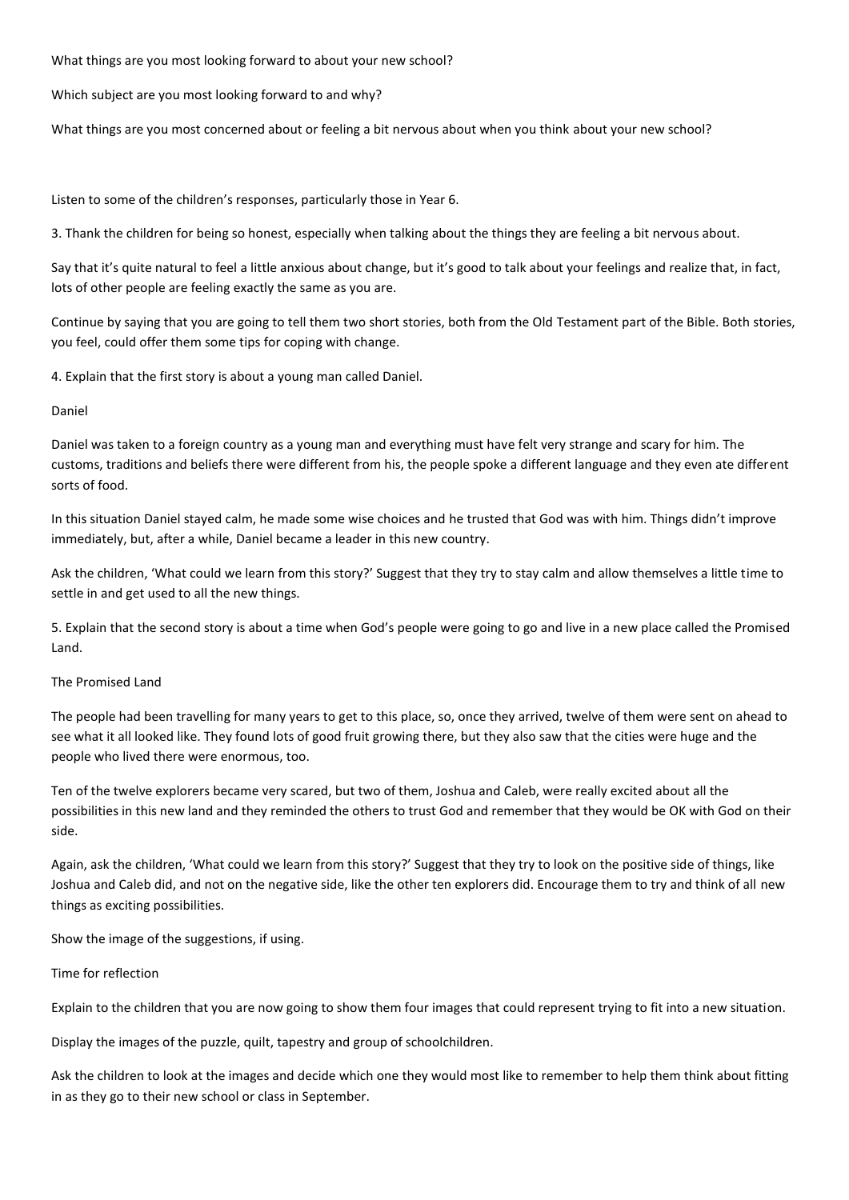What things are you most looking forward to about your new school?

Which subject are you most looking forward to and why?

What things are you most concerned about or feeling a bit nervous about when you think about your new school?

Listen to some of the children's responses, particularly those in Year 6.

3. Thank the children for being so honest, especially when talking about the things they are feeling a bit nervous about.

Say that it's quite natural to feel a little anxious about change, but it's good to talk about your feelings and realize that, in fact, lots of other people are feeling exactly the same as you are.

Continue by saying that you are going to tell them two short stories, both from the Old Testament part of the Bible. Both stories, you feel, could offer them some tips for coping with change.

4. Explain that the first story is about a young man called Daniel.

Daniel

Daniel was taken to a foreign country as a young man and everything must have felt very strange and scary for him. The customs, traditions and beliefs there were different from his, the people spoke a different language and they even ate different sorts of food.

In this situation Daniel stayed calm, he made some wise choices and he trusted that God was with him. Things didn't improve immediately, but, after a while, Daniel became a leader in this new country.

Ask the children, 'What could we learn from this story?' Suggest that they try to stay calm and allow themselves a little time to settle in and get used to all the new things.

5. Explain that the second story is about a time when God's people were going to go and live in a new place called the Promised Land.

The Promised Land

The people had been travelling for many years to get to this place, so, once they arrived, twelve of them were sent on ahead to see what it all looked like. They found lots of good fruit growing there, but they also saw that the cities were huge and the people who lived there were enormous, too.

Ten of the twelve explorers became very scared, but two of them, Joshua and Caleb, were really excited about all the possibilities in this new land and they reminded the others to trust God and remember that they would be OK with God on their side.

Again, ask the children, 'What could we learn from this story?' Suggest that they try to look on the positive side of things, like Joshua and Caleb did, and not on the negative side, like the other ten explorers did. Encourage them to try and think of all new things as exciting possibilities.

Show the image of the suggestions, if using.

Time for reflection

Explain to the children that you are now going to show them four images that could represent trying to fit into a new situation.

Display the images of the puzzle, quilt, tapestry and group of schoolchildren.

Ask the children to look at the images and decide which one they would most like to remember to help them think about fitting in as they go to their new school or class in September.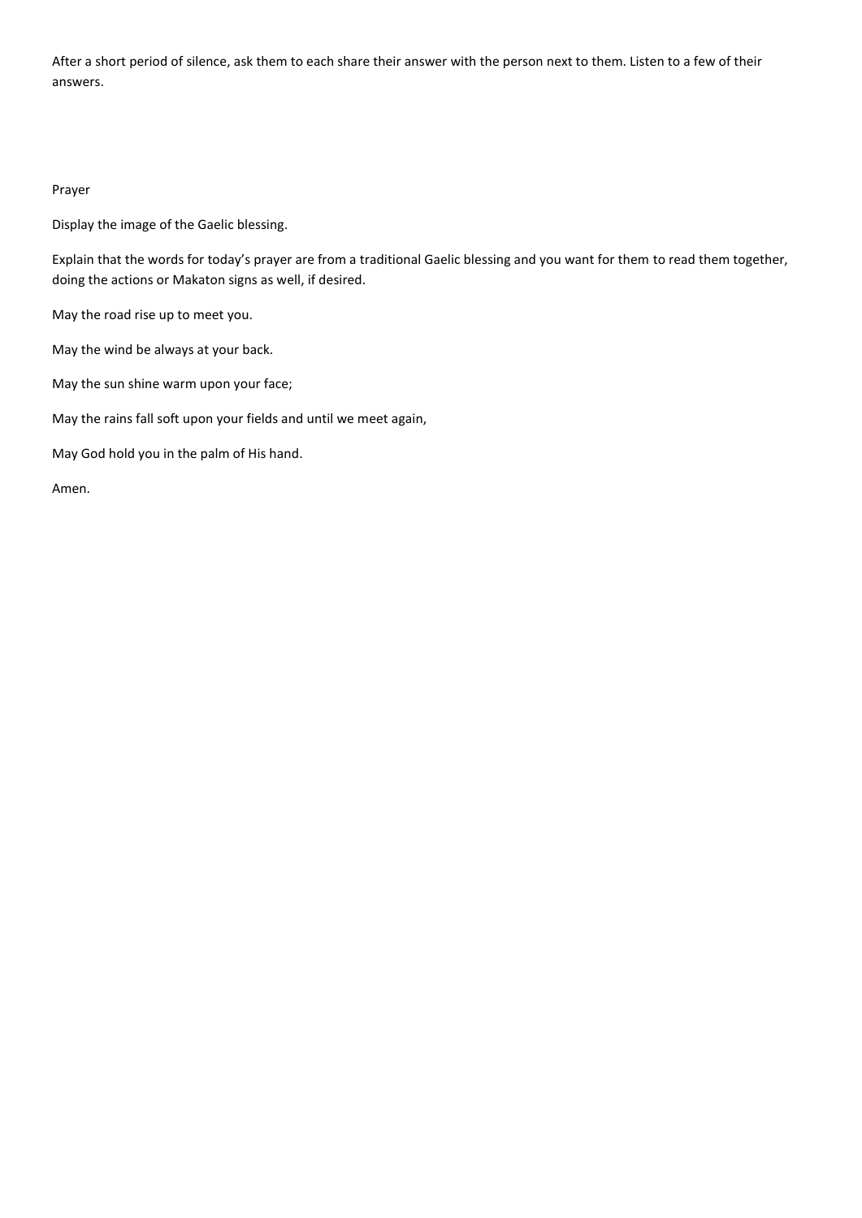After a short period of silence, ask them to each share their answer with the person next to them. Listen to a few of their answers.

Prayer

Display the image of the Gaelic blessing.

Explain that the words for today's prayer are from a traditional Gaelic blessing and you want for them to read them together, doing the actions or Makaton signs as well, if desired.

May the road rise up to meet you.

May the wind be always at your back.

May the sun shine warm upon your face;

May the rains fall soft upon your fields and until we meet again,

May God hold you in the palm of His hand.

Amen.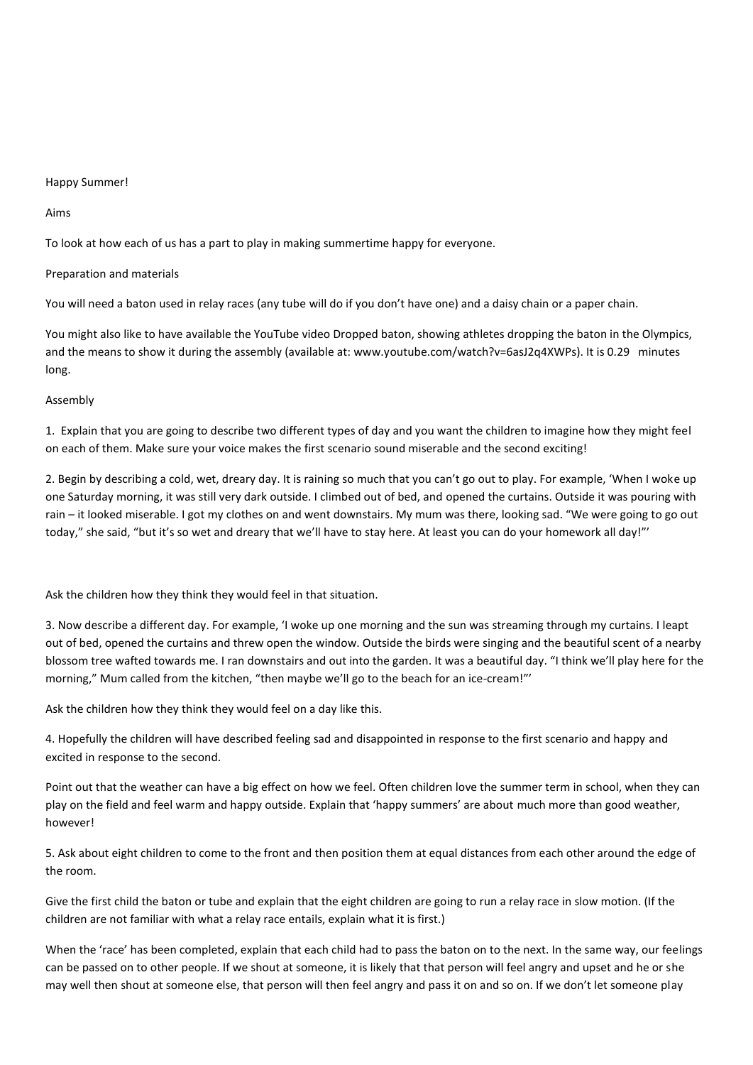Happy Summer!

Aims

To look at how each of us has a part to play in making summertime happy for everyone.

Preparation and materials

You will need a baton used in relay races (any tube will do if you don't have one) and a daisy chain or a paper chain.

You might also like to have available the YouTube video Dropped baton, showing athletes dropping the baton in the Olympics, and the means to show it during the assembly (available at: www.youtube.com/watch?v=6asJ2q4XWPs). It is 0.29 minutes long.

Assembly

1. Explain that you are going to describe two different types of day and you want the children to imagine how they might feel on each of them. Make sure your voice makes the first scenario sound miserable and the second exciting!

2. Begin by describing a cold, wet, dreary day. It is raining so much that you can't go out to play. For example, 'When I woke up one Saturday morning, it was still very dark outside. I climbed out of bed, and opened the curtains. Outside it was pouring with rain – it looked miserable. I got my clothes on and went downstairs. My mum was there, looking sad. "We were going to go out today," she said, "but it's so wet and dreary that we'll have to stay here. At least you can do your homework all day!"'

Ask the children how they think they would feel in that situation.

3. Now describe a different day. For example, 'I woke up one morning and the sun was streaming through my curtains. I leapt out of bed, opened the curtains and threw open the window. Outside the birds were singing and the beautiful scent of a nearby blossom tree wafted towards me. I ran downstairs and out into the garden. It was a beautiful day. "I think we'll play here for the morning," Mum called from the kitchen, "then maybe we'll go to the beach for an ice-cream!"'

Ask the children how they think they would feel on a day like this.

4. Hopefully the children will have described feeling sad and disappointed in response to the first scenario and happy and excited in response to the second.

Point out that the weather can have a big effect on how we feel. Often children love the summer term in school, when they can play on the field and feel warm and happy outside. Explain that 'happy summers' are about much more than good weather, however!

5. Ask about eight children to come to the front and then position them at equal distances from each other around the edge of the room.

Give the first child the baton or tube and explain that the eight children are going to run a relay race in slow motion. (If the children are not familiar with what a relay race entails, explain what it is first.)

When the 'race' has been completed, explain that each child had to pass the baton on to the next. In the same way, our feelings can be passed on to other people. If we shout at someone, it is likely that that person will feel angry and upset and he or she may well then shout at someone else, that person will then feel angry and pass it on and so on. If we don't let someone play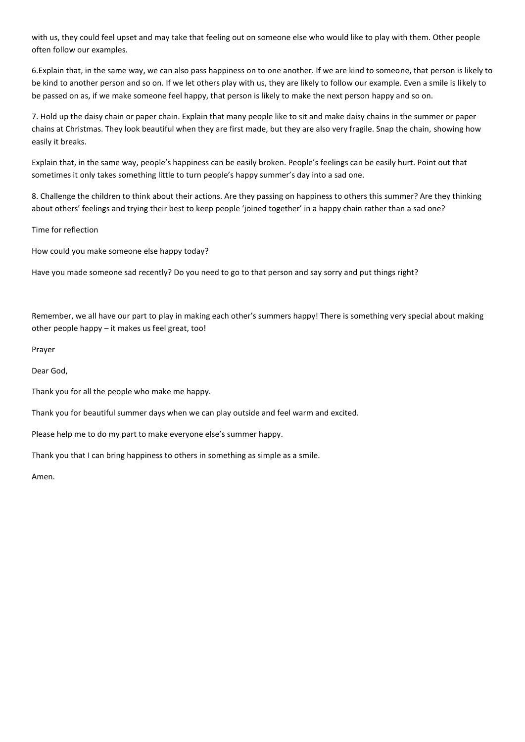with us, they could feel upset and may take that feeling out on someone else who would like to play with them. Other people often follow our examples.

6.Explain that, in the same way, we can also pass happiness on to one another. If we are kind to someone, that person is likely to be kind to another person and so on. If we let others play with us, they are likely to follow our example. Even a smile is likely to be passed on as, if we make someone feel happy, that person is likely to make the next person happy and so on.

7. Hold up the daisy chain or paper chain. Explain that many people like to sit and make daisy chains in the summer or paper chains at Christmas. They look beautiful when they are first made, but they are also very fragile. Snap the chain, showing how easily it breaks.

Explain that, in the same way, people's happiness can be easily broken. People's feelings can be easily hurt. Point out that sometimes it only takes something little to turn people's happy summer's day into a sad one.

8. Challenge the children to think about their actions. Are they passing on happiness to others this summer? Are they thinking about others' feelings and trying their best to keep people 'joined together' in a happy chain rather than a sad one?

Time for reflection

How could you make someone else happy today?

Have you made someone sad recently? Do you need to go to that person and say sorry and put things right?

Remember, we all have our part to play in making each other's summers happy! There is something very special about making other people happy – it makes us feel great, too!

Prayer

Dear God,

Thank you for all the people who make me happy.

Thank you for beautiful summer days when we can play outside and feel warm and excited.

Please help me to do my part to make everyone else's summer happy.

Thank you that I can bring happiness to others in something as simple as a smile.

Amen.